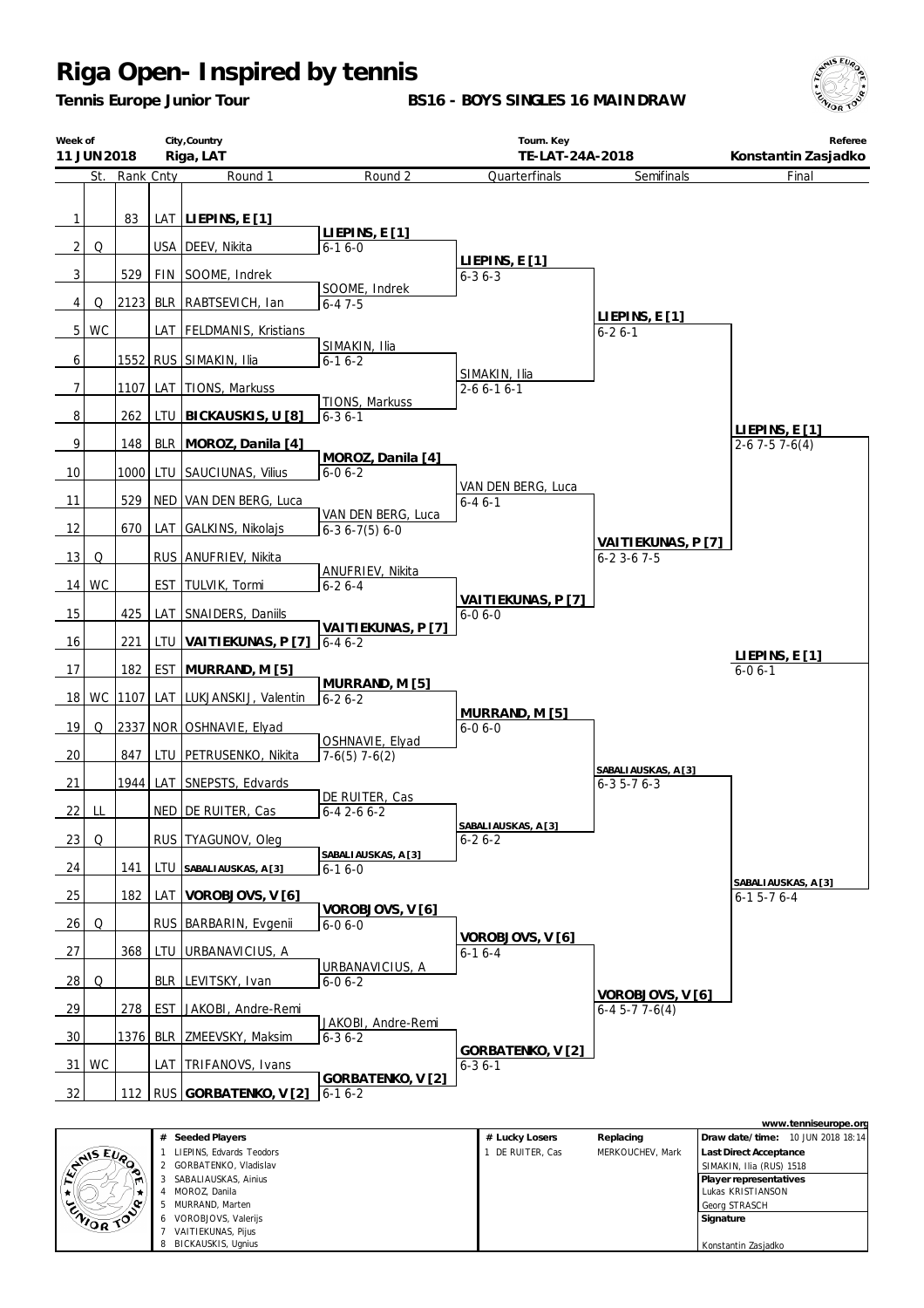# Riga Open- Inspired by tennis

**Tennis Europe Junior Tour**

**BS16 - BOYS SINGLES 16 MAINDRAW**

| Week of | City,Country | Tourn. Key | Referee |
|---|---|---|---|
| 11 JUN 2018 | Riga, LAT | TE-LAT-24A-2018 | Konstantin Zasjadko |

| # | St. | Rank | Cnty | Round 1 | Round 2 | Quarterfinals | Semifinals | Final |
|---|---|---|---|---|---|---|---|---|
| 1 | | 83 | LAT | **LIEPINS, E [1]** | | | | |
| | | | | | **LIEPINS, E [1]** 6-1 6-0 | | | |
| 2 | Q | | USA | DEEV, Nikita | | | | |
| | | | | | | **LIEPINS, E [1]** 6-3 6-3 | | |
| 3 | | 529 | FIN | SOOME, Indrek | | | | |
| | | | | | SOOME, Indrek 6-4 7-5 | | | |
| 4 | Q | 2123 | BLR | RABTSEVICH, Ian | | | | |
| | | | | | | | **LIEPINS, E [1]** 6-2 6-1 | |
| 5 | WC | | LAT | FELDMANIS, Kristians | | | | |
| | | | | | SIMAKIN, Ilia 6-1 6-2 | | | |
| 6 | | 1552 | RUS | SIMAKIN, Ilia | | | | |
| | | | | | | SIMAKIN, Ilia 2-6 6-1 6-1 | | |
| 7 | | 1107 | LAT | TIONS, Markuss | | | | |
| | | | | | TIONS, Markuss 6-3 6-1 | | | |
| 8 | | 262 | LTU | **BICKAUSKIS, U [8]** | | | | |
| | | | | | | | | **LIEPINS, E [1]** 2-6 7-5 7-6(4) |
| 9 | | 148 | BLR | **MOROZ, Danila [4]** | | | | |
| | | | | | **MOROZ, Danila [4]** 6-0 6-2 | | | |
| 10 | | 1000 | LTU | SAUCIUNAS, Vilius | | | | |
| | | | | | | VAN DEN BERG, Luca 6-4 6-1 | | |
| 11 | | 529 | NED | VAN DEN BERG, Luca | | | | |
| | | | | | VAN DEN BERG, Luca 6-3 6-7(5) 6-0 | | | |
| 12 | | 670 | LAT | GALKINS, Nikolajs | | | | |
| | | | | | | | **VAITIEKUNAS, P [7]** 6-2 3-6 7-5 | |
| 13 | Q | | RUS | ANUFRIEV, Nikita | | | | |
| | | | | | ANUFRIEV, Nikita 6-2 6-4 | | | |
| 14 | WC | | EST | TULVIK, Tormi | | | | |
| | | | | | | **VAITIEKUNAS, P [7]** 6-0 6-0 | | |
| 15 | | 425 | LAT | SNAIDERS, Daniils | | | | |
| | | | | | **VAITIEKUNAS, P [7]** 6-4 6-2 | | | |
| 16 | | 221 | LTU | **VAITIEKUNAS, P [7]** | | | | |
| | | | | | | | | **LIEPINS, E [1]** 6-0 6-1 |
| 17 | | 182 | EST | **MURRAND, M [5]** | | | | |
| | | | | | **MURRAND, M [5]** 6-2 6-2 | | | |
| 18 | WC | 1107 | LAT | LUKJANSKIJ, Valentin | | | | |
| | | | | | | **MURRAND, M [5]** 6-0 6-0 | | |
| 19 | Q | 2337 | NOR | OSHNAVIE, Elyad | | | | |
| | | | | | OSHNAVIE, Elyad 7-6(5) 7-6(2) | | | |
| 20 | | 847 | LTU | PETRUSENKO, Nikita | | | | |
| | | | | | | | **SABALIAUSKAS, A [3]** 6-3 5-7 6-3 | |
| 21 | | 1944 | LAT | SNEPSTS, Edvards | | | | |
| | | | | | DE RUITER, Cas 6-4 2-6 6-2 | | | |
| 22 | LL | | NED | DE RUITER, Cas | | | | |
| | | | | | | **SABALIAUSKAS, A [3]** 6-2 6-2 | | |
| 23 | Q | | RUS | TYAGUNOV, Oleg | | | | |
| | | | | | **SABALIAUSKAS, A [3]** 6-1 6-0 | | | |
| 24 | | 141 | LTU | **SABALIAUSKAS, A [3]** | | | | |
| | | | | | | | | **SABALIAUSKAS, A [3]** 6-1 5-7 6-4 |
| 25 | | 182 | LAT | **VOROBJOVS, V [6]** | | | | |
| | | | | | **VOROBJOVS, V [6]** 6-0 6-0 | | | |
| 26 | Q | | RUS | BARBARIN, Evgenii | | | | |
| | | | | | | **VOROBJOVS, V [6]** 6-1 6-4 | | |
| 27 | | 368 | LTU | URBANAVICIUS, A | | | | |
| | | | | | URBANAVICIUS, A 6-0 6-2 | | | |
| 28 | Q | | BLR | LEVITSKY, Ivan | | | | |
| | | | | | | | **VOROBJOVS, V [6]** 6-4 5-7 7-6(4) | |
| 29 | | 278 | EST | JAKOBI, Andre-Remi | | | | |
| | | | | | JAKOBI, Andre-Remi 6-3 6-2 | | | |
| 30 | | 1376 | BLR | ZMEEVSKY, Maksim | | | | |
| | | | | | | **GORBATENKO, V [2]** 6-3 6-1 | | |
| 31 | WC | | LAT | TRIFANOVS, Ivans | | | | |
| | | | | | **GORBATENKO, V [2]** 6-1 6-2 | | | |
| 32 | | 112 | RUS | **GORBATENKO, V [2]** | | | | |

| # | Seeded Players |
|---|---|
| 1 | LIEPINS, Edvards Teodors |
| 2 | GORBATENKO, Vladislav |
| 3 | SABALIAUSKAS, Ainius |
| 4 | MOROZ, Danila |
| 5 | MURRAND, Marten |
| 6 | VOROBJOVS, Valerijs |
| 7 | VAITIEKUNAS, Pijus |
| 8 | BICKAUSKIS, Ugnius |

| # Lucky Losers | Replacing |
|---|---|
| 1 DE RUITER, Cas | MERKOUCHEV, Mark |

www.tenniseurope.org

**Draw date/time:** 10 JUN 2018 18:14

**Last Direct Acceptance**
SIMAKIN, Ilia (RUS) 1518

**Player representatives**
Lukas KRISTIANSON
Georg STRASCH

**Signature**

Konstantin Zasjadko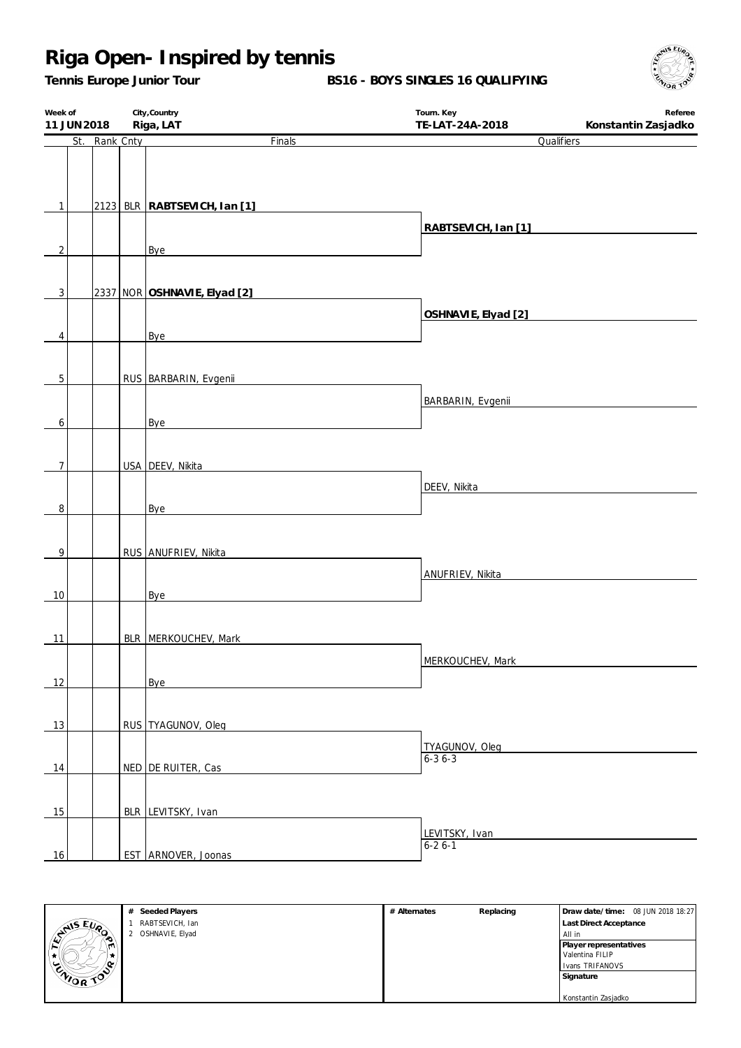# Riga Open- Inspired by tennis

**Tennis Europe Junior Tour** — **BS16 - BOYS SINGLES 16 QUALIFYING**

| Week of | City,Country | Tourn. Key | Referee |
|---|---|---|---|
| **11 JUN 2018** | **Riga, LAT** | **TE-LAT-24A-2018** | **Konstantin Zasjadko** |

| # | St. | Rank | Cnty | Finals | Qualifiers |
|---|---|---|---|---|---|
| 1 | | 2123 | BLR | **RABTSEVICH, Ian [1]** | **RABTSEVICH, Ian [1]** |
| 2 | | | | Bye | |
| 3 | | 2337 | NOR | **OSHNAVIE, Elyad [2]** | **OSHNAVIE, Elyad [2]** |
| 4 | | | | Bye | |
| 5 | | | RUS | BARBARIN, Evgenii | BARBARIN, Evgenii |
| 6 | | | | Bye | |
| 7 | | | USA | DEEV, Nikita | DEEV, Nikita |
| 8 | | | | Bye | |
| 9 | | | RUS | ANUFRIEV, Nikita | ANUFRIEV, Nikita |
| 10 | | | | Bye | |
| 11 | | | BLR | MERKOUCHEV, Mark | MERKOUCHEV, Mark |
| 12 | | | | Bye | |
| 13 | | | RUS | TYAGUNOV, Oleg | TYAGUNOV, Oleg 6-3 6-3 |
| 14 | | | NED | DE RUITER, Cas | |
| 15 | | | BLR | LEVITSKY, Ivan | LEVITSKY, Ivan 6-2 6-1 |
| 16 | | | EST | ARNOVER, Joonas | |

| # | Seeded Players | # Alternates | Replacing |
|---|---|---|---|
| 1 | RABTSEVICH, Ian | | |
| 2 | OSHNAVIE, Elyad | | |

**Draw date/time:** 08 JUN 2018 18:27

**Last Direct Acceptance**
All in

**Player representatives**
Valentina FILIP
Ivans TRIFANOVS

**Signature**

Konstantin Zasjadko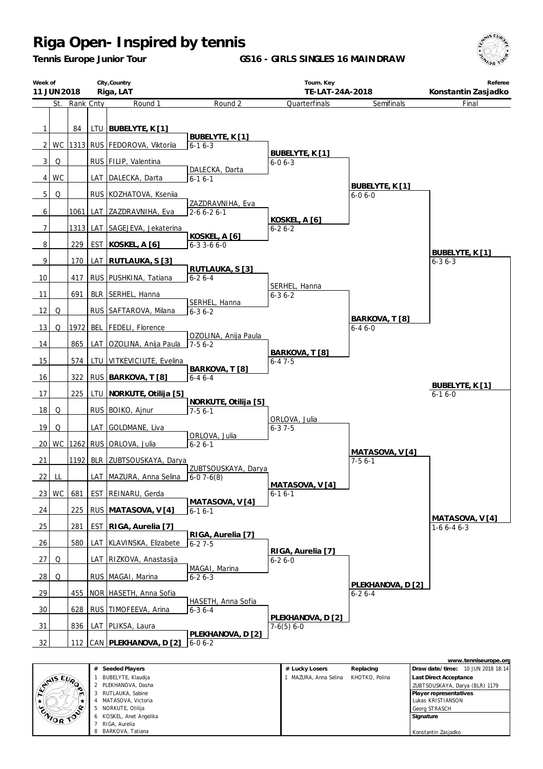# Riga Open- Inspired by tennis

**Tennis Europe Junior Tour**

**GS16 - GIRLS SINGLES 16 MAINDRAW**

| Week of | City,Country | Tourn. Key | Referee |
|---|---|---|---|
| 11 JUN 2018 | Riga, LAT | TE-LAT-24A-2018 | Konstantin Zasjadko |

| # | St. | Rank | Cnty | Round 1 | Round 2 | Quarterfinals | Semifinals | Final |
|---|---|---|---|---|---|---|---|---|
| 1 | | 84 | LTU | **BUBELYTE, K [1]** | | | | |
| | | | | | **BUBELYTE, K [1]** 6-1 6-3 | | | |
| 2 | WC | 1313 | RUS | FEDOROVA, Viktoriia | | | | |
| | | | | | | **BUBELYTE, K [1]** 6-0 6-3 | | |
| 3 | Q | | RUS | FILIP, Valentina | | | | |
| | | | | | DALECKA, Darta 6-1 6-1 | | | |
| 4 | WC | | LAT | DALECKA, Darta | | | | |
| | | | | | | | **BUBELYTE, K [1]** 6-0 6-0 | |
| 5 | Q | | RUS | KOZHATOVA, Ksenia | | | | |
| | | | | | ZAZDRAVNIHA, Eva 2-6 6-2 6-1 | | | |
| 6 | | 1061 | LAT | ZAZDRAVNIHA, Eva | | | | |
| | | | | | | **KOSKEL, A [6]** 6-2 6-2 | | |
| 7 | | 1313 | LAT | SAGEJEVA, Jekaterina | | | | |
| | | | | | **KOSKEL, A [6]** 6-3 3-6 6-0 | | | |
| 8 | | 229 | EST | **KOSKEL, A [6]** | | | | |
| | | | | | | | | **BUBELYTE, K [1]** 6-3 6-3 |
| 9 | | 170 | LAT | **RUTLAUKA, S [3]** | | | | |
| | | | | | **RUTLAUKA, S [3]** 6-2 6-4 | | | |
| 10 | | 417 | RUS | PUSHKINA, Tatiana | | | | |
| | | | | | | SERHEL, Hanna 6-3 6-2 | | |
| 11 | | 691 | BLR | SERHEL, Hanna | | | | |
| | | | | | SERHEL, Hanna 6-3 6-2 | | | |
| 12 | Q | | RUS | SAFTAROVA, Milana | | | | |
| | | | | | | | **BARKOVA, T [8]** 6-4 6-0 | |
| 13 | Q | 1972 | BEL | FEDELI, Florence | | | | |
| | | | | | OZOLINA, Anija Paula 7-5 6-2 | | | |
| 14 | | 865 | LAT | OZOLINA, Anija Paula | | | | |
| | | | | | | **BARKOVA, T [8]** 6-4 7-5 | | |
| 15 | | 574 | LTU | VITKEVICIUTE, Evelina | | | | |
| | | | | | **BARKOVA, T [8]** 6-4 6-4 | | | |
| 16 | | 322 | RUS | **BARKOVA, T [8]** | | | | |
| | | | | | | | | **BUBELYTE, K [1]** 6-1 6-0 |
| 17 | | 225 | LTU | **NORKUTE, Otilija [5]** | | | | |
| | | | | | **NORKUTE, Otilija [5]** 7-5 6-1 | | | |
| 18 | Q | | RUS | BOIKO, Ajnur | | | | |
| | | | | | | ORLOVA, Julia 6-3 7-5 | | |
| 19 | Q | | LAT | GOLDMANE, Liva | | | | |
| | | | | | ORLOVA, Julia 6-2 6-1 | | | |
| 20 | WC | 1262 | RUS | ORLOVA, Julia | | | | |
| | | | | | | | **MATASOVA, V [4]** 7-5 6-1 | |
| 21 | | 1192 | BLR | ZUBTSOUSKAYA, Darya | | | | |
| | | | | | ZUBTSOUSKAYA, Darya 6-0 7-6(8) | | | |
| 22 | LL | | LAT | MAZURA, Anna Selina | | | | |
| | | | | | | **MATASOVA, V [4]** 6-1 6-1 | | |
| 23 | WC | 681 | EST | REINARU, Gerda | | | | |
| | | | | | **MATASOVA, V [4]** 6-1 6-1 | | | |
| 24 | | 225 | RUS | **MATASOVA, V [4]** | | | | |
| | | | | | | | | **MATASOVA, V [4]** 1-6 6-4 6-3 |
| 25 | | 281 | EST | **RIGA, Aurelia [7]** | | | | |
| | | | | | **RIGA, Aurelia [7]** 6-2 7-5 | | | |
| 26 | | 580 | LAT | KLAVINSKA, Elizabete | | | | |
| | | | | | | **RIGA, Aurelia [7]** 6-2 6-0 | | |
| 27 | Q | | LAT | RIZKOVA, Anastasija | | | | |
| | | | | | MAGAI, Marina 6-2 6-3 | | | |
| 28 | Q | | RUS | MAGAI, Marina | | | | |
| | | | | | | | **PLEKHANOVA, D [2]** 6-2 6-4 | |
| 29 | | 455 | NOR | HASETH, Anna Sofia | | | | |
| | | | | | HASETH, Anna Sofia 6-3 6-4 | | | |
| 30 | | 628 | RUS | TIMOFEEVA, Arina | | | | |
| | | | | | | **PLEKHANOVA, D [2]** 7-6(5) 6-0 | | |
| 31 | | 836 | LAT | PLIKSA, Laura | | | | |
| | | | | | **PLEKHANOVA, D [2]** 6-0 6-2 | | | |
| 32 | | 112 | CAN | **PLEKHANOVA, D [2]** | | | | |

www.tenniseurope.org

| # | Seeded Players | # | Lucky Losers | Replacing |
|---|---|---|---|---|
| 1 | BUBELYTE, Klaudija | 1 | MAZURA, Anna Selina | KHOTKO, Polina |
| 2 | PLEKHANOVA, Dasha | | | |
| 3 | RUTLAUKA, Sabine | | | |
| 4 | MATASOVA, Victoria | | | |
| 5 | NORKUTE, Otilija | | | |
| 6 | KOSKEL, Anet Angelika | | | |
| 7 | RIGA, Aurelia | | | |
| 8 | BARKOVA, Tatiana | | | |

**Draw date/time:** 10 JUN 2018 18:14

**Last Direct Acceptance**
ZUBTSOUSKAYA, Darya (BLR) 1179

**Player representatives**
Lukas KRISTIANSON
Georg STRASCH

**Signature**

Konstantin Zasjadko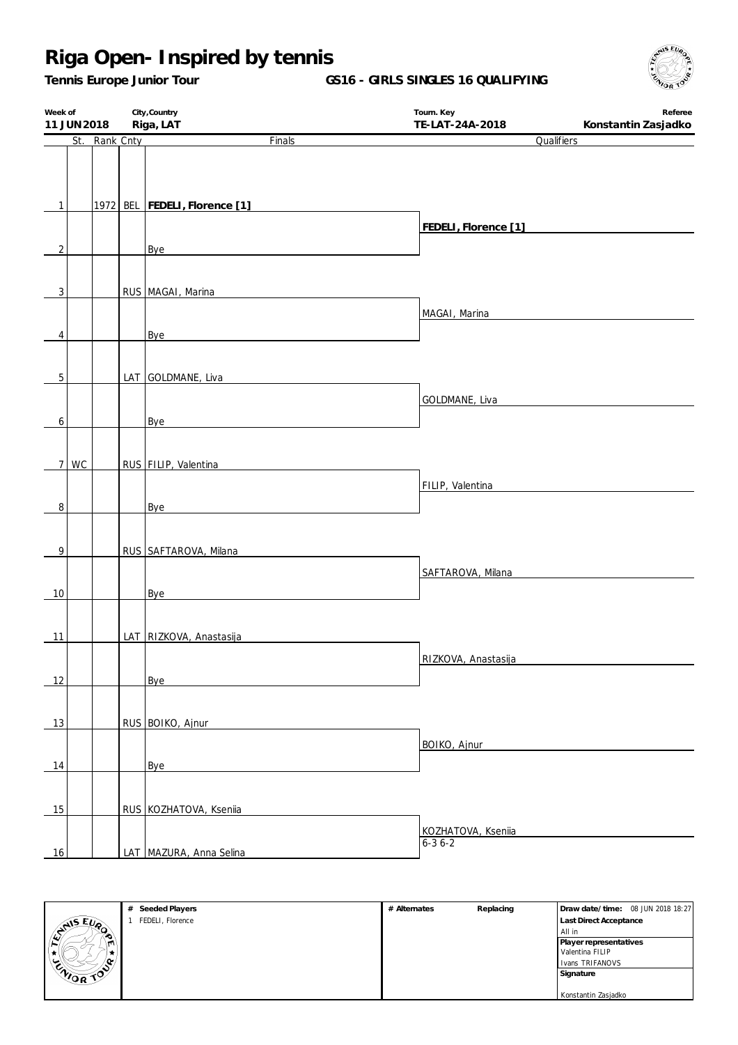# Riga Open- Inspired by tennis

**Tennis Europe Junior Tour**

**GS16 - GIRLS SINGLES 16 QUALIFYING**

| Week of | City,Country | Tourn. Key | Referee |
|---|---|---|---|
| 11 JUN 2018 | Riga, LAT | TE-LAT-24A-2018 | Konstantin Zasjadko |

| # | St. | Rank | Cnty | Finals | Qualifiers |
|---|---|---|---|---|---|
| 1 | | 1972 | BEL | **FEDELI, Florence [1]** | **FEDELI, Florence [1]** |
| 2 | | | | Bye | |
| 3 | | | RUS | MAGAI, Marina | MAGAI, Marina |
| 4 | | | | Bye | |
| 5 | | | LAT | GOLDMANE, Liva | GOLDMANE, Liva |
| 6 | | | | Bye | |
| 7 | WC | | RUS | FILIP, Valentina | FILIP, Valentina |
| 8 | | | | Bye | |
| 9 | | | RUS | SAFTAROVA, Milana | SAFTAROVA, Milana |
| 10 | | | | Bye | |
| 11 | | | LAT | RIZKOVA, Anastasija | RIZKOVA, Anastasija |
| 12 | | | | Bye | |
| 13 | | | RUS | BOIKO, Ajnur | BOIKO, Ajnur |
| 14 | | | | Bye | |
| 15 | | | RUS | KOZHATOVA, Kseniia | KOZHATOVA, Kseniia 6-3 6-2 |
| 16 | | | LAT | MAZURA, Anna Selina | |

| # Seeded Players | # Alternates | Replacing | Draw date/time: 08 JUN 2018 18:27 |
|---|---|---|---|
| 1 FEDELI, Florence | | | **Last Direct Acceptance** All in |
| | | | **Player representatives** Valentina FILIP, Ivans TRIFANOVS |
| | | | **Signature** Konstantin Zasjadko |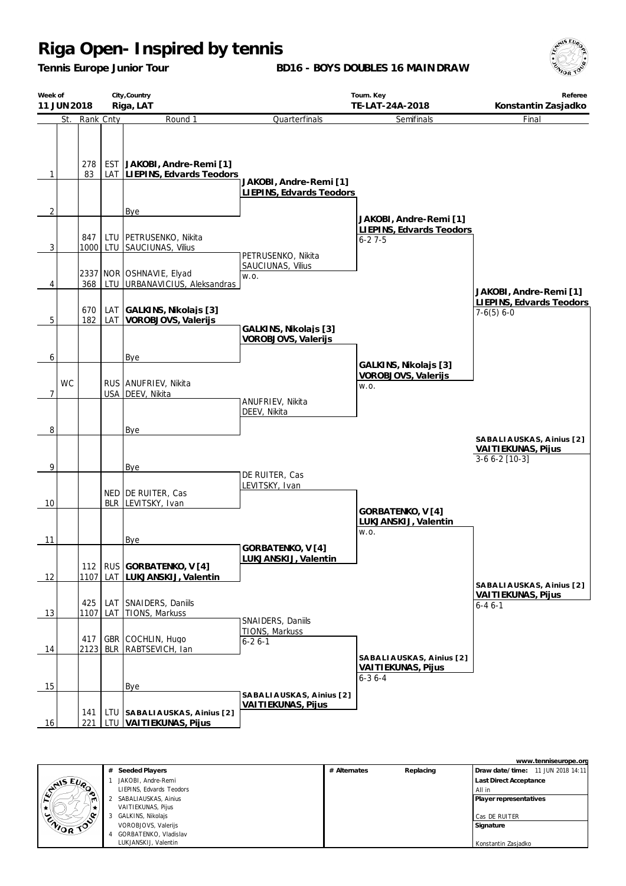# Riga Open- Inspired by tennis

**Tennis Europe Junior Tour**

**BD16 - BOYS DOUBLES 16 MAINDRAW**

| Week of | City,Country | Tourn. Key | Referee |
|---|---|---|---|
| 11 JUN 2018 | Riga, LAT | TE-LAT-24A-2018 | Konstantin Zasjadko |

| | St. | Rank | Cnty | Round 1 | Quarterfinals | Semifinals | Final |
|---|---|---|---|---|---|---|---|
| 1 | | 278 / 83 | EST / LAT | **JAKOBI, Andre-Remi [1]** / **LIEPINS, Edvards Teodors** | **JAKOBI, Andre-Remi [1]** / **LIEPINS, Edvards Teodors** | **JAKOBI, Andre-Remi [1]** / **LIEPINS, Edvards Teodors** 6-2 7-5 | **JAKOBI, Andre-Remi [1]** / **LIEPINS, Edvards Teodors** 7-6(5) 6-0 |
| 2 | | | | Bye | | | |
| 3 | | 847 / 1000 | LTU / LTU | PETRUSENKO, Nikita / SAUCIUNAS, Vilius | PETRUSENKO, Nikita / SAUCIUNAS, Vilius w.o. | | |
| 4 | | 2337 / 368 | NOR / LTU | OSHNAVIE, Elyad / URBANAVICIUS, Aleksandras | | | |
| 5 | | 670 / 182 | LAT / LAT | **GALKINS, Nikolajs [3]** / **VOROBJOVS, Valerijs** | **GALKINS, Nikolajs [3]** / **VOROBJOVS, Valerijs** | **GALKINS, Nikolajs [3]** / **VOROBJOVS, Valerijs** w.o. | |
| 6 | | | | Bye | | | |
| 7 | WC | | RUS / USA | ANUFRIEV, Nikita / DEEV, Nikita | ANUFRIEV, Nikita / DEEV, Nikita | | |
| 8 | | | | Bye | | | |
| 9 | | | | Bye | DE RUITER, Cas / LEVITSKY, Ivan | | **SABALIAUSKAS, Ainius [2]** / **VAITIEKUNAS, Pijus** 3-6 6-2 [10-3] |
| 10 | | | NED / BLR | DE RUITER, Cas / LEVITSKY, Ivan | | **GORBATENKO, V [4]** / **LUKJANSKIJ, Valentin** w.o. | |
| 11 | | | | Bye | **GORBATENKO, V [4]** / **LUKJANSKIJ, Valentin** | | |
| 12 | | 112 / 1107 | RUS / LAT | **GORBATENKO, V [4]** / **LUKJANSKIJ, Valentin** | | | |
| 13 | | 425 / 1107 | LAT / LAT | SNAIDERS, Daniils / TIONS, Markuss | SNAIDERS, Daniils / TIONS, Markuss 6-2 6-1 | | **SABALIAUSKAS, Ainius [2]** / **VAITIEKUNAS, Pijus** 6-4 6-1 |
| 14 | | 417 / 2123 | GBR / BLR | COCHLIN, Hugo / RABTSEVICH, Ian | | **SABALIAUSKAS, Ainius [2]** / **VAITIEKUNAS, Pijus** 6-3 6-4 | |
| 15 | | | | Bye | **SABALIAUSKAS, Ainius [2]** / **VAITIEKUNAS, Pijus** | | |
| 16 | | 141 / 221 | LTU / LTU | **SABALIAUSKAS, Ainius [2]** / **VAITIEKUNAS, Pijus** | | | |

www.tenniseurope.org

| # | Seeded Players | # Alternates | Replacing | |
|---|---|---|---|---|
| 1 | JAKOBI, Andre-Remi / LIEPINS, Edvards Teodors | | | **Draw date/time:** 11 JUN 2018 14:11 |
| 2 | SABALIAUSKAS, Ainius / VAITIEKUNAS, Pijus | | | **Last Direct Acceptance:** All in |
| 3 | GALKINS, Nikolajs / VOROBJOVS, Valerijs | | | **Player representatives:** Cas DE RUITER |
| 4 | GORBATENKO, Vladislav / LUKJANSKIJ, Valentin | | | **Signature:** Konstantin Zasjadko |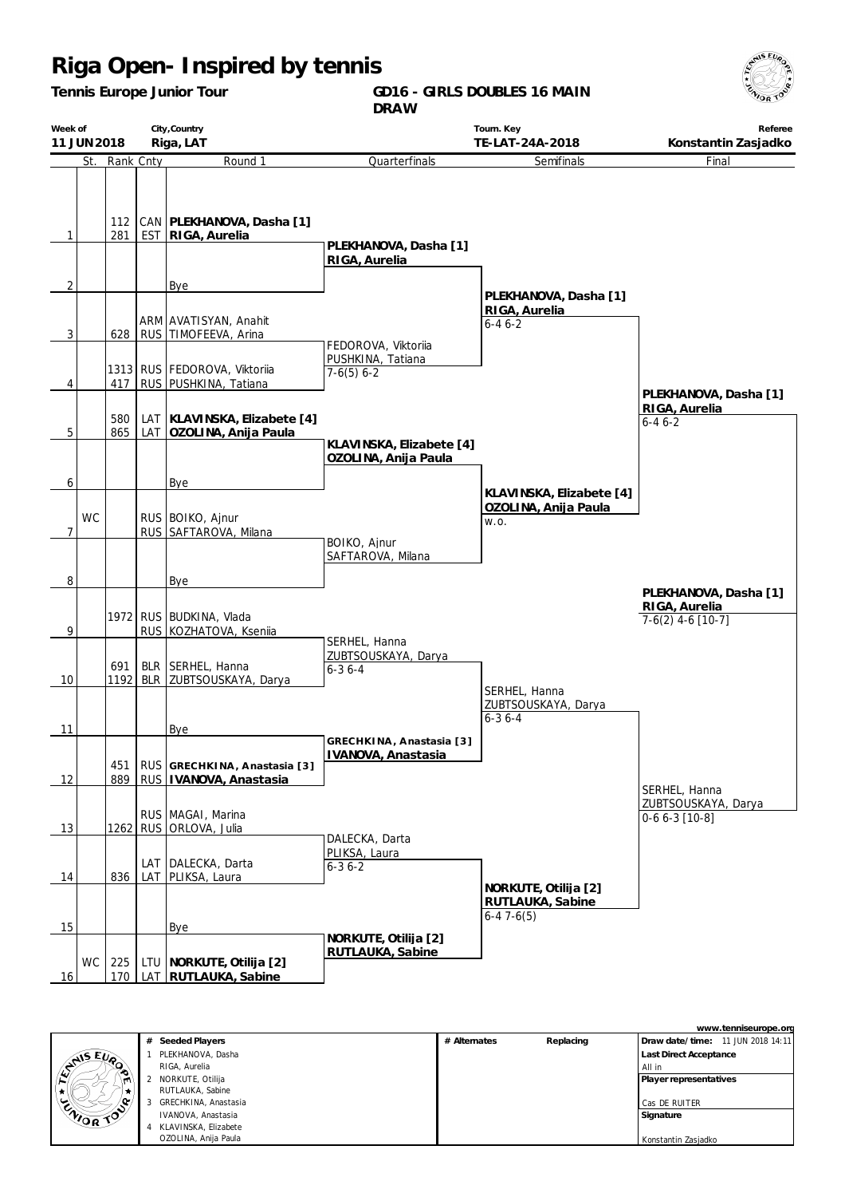# Riga Open- Inspired by tennis

**Tennis Europe Junior Tour**

**GD16 - GIRLS DOUBLES 16 MAIN DRAW**

| Week of | City,Country | Tourn. Key | Referee |
|---|---|---|---|
| 11 JUN 2018 | Riga, LAT | TE-LAT-24A-2018 | Konstantin Zasjadko |

| | St. | Rank | Cnty | Round 1 | Quarterfinals | Semifinals | Final |
|---|---|---|---|---|---|---|---|
| 1 | | 112 | CAN | **PLEKHANOVA, Dasha [1]** | | | |
| | | 281 | EST | **RIGA, Aurelia** | **PLEKHANOVA, Dasha [1]** **RIGA, Aurelia** | | |
| 2 | | | | Bye | | **PLEKHANOVA, Dasha [1]** **RIGA, Aurelia** 6-4 6-2 | |
| 3 | | | ARM | AVATISYAN, Anahit | | | |
| | | 628 | RUS | TIMOFEEVA, Arina | FEDOROVA, Viktoriia PUSHKINA, Tatiana 7-6(5) 6-2 | | |
| 4 | | 1313 | RUS | FEDOROVA, Viktoriia | | | |
| | | 417 | RUS | PUSHKINA, Tatiana | | | **PLEKHANOVA, Dasha [1]** **RIGA, Aurelia** 6-4 6-2 |
| 5 | | 580 | LAT | **KLAVINSKA, Elizabete [4]** | | | |
| | | 865 | LAT | **OZOLINA, Anija Paula** | **KLAVINSKA, Elizabete [4]** **OZOLINA, Anija Paula** | | |
| 6 | | | | Bye | | **KLAVINSKA, Elizabete [4]** **OZOLINA, Anija Paula** w.o. | |
| 7 | WC | | RUS | BOIKO, Ajnur | | | |
| | | | RUS | SAFTAROVA, Milana | BOIKO, Ajnur SAFTAROVA, Milana | | |
| 8 | | | | Bye | | | **PLEKHANOVA, Dasha [1]** **RIGA, Aurelia** 7-6(2) 4-6 [10-7] |
| 9 | | 1972 | RUS | BUDKINA, Vlada | | | |
| | | | RUS | KOZHATOVA, Ksenija | SERHEL, Hanna ZUBTSOUSKAYA, Darya 6-3 6-4 | | |
| 10 | | 691 | BLR | SERHEL, Hanna | | | |
| | | 1192 | BLR | ZUBTSOUSKAYA, Darya | | SERHEL, Hanna ZUBTSOUSKAYA, Darya 6-3 6-4 | |
| 11 | | | | Bye | | | |
| | | | | | **GRECHKINA, Anastasia [3]** **IVANOVA, Anastasia** | | |
| 12 | | 451 | RUS | **GRECHKINA, Anastasia [3]** | | | |
| | | 889 | RUS | **IVANOVA, Anastasia** | | | SERHEL, Hanna ZUBTSOUSKAYA, Darya 0-6 6-3 [10-8] |
| 13 | | | RUS | MAGAI, Marina | | | |
| | | 1262 | RUS | ORLOVA, Julia | DALECKA, Darta PLIKSA, Laura 6-3 6-2 | | |
| 14 | | | LAT | DALECKA, Darta | | | |
| | | 836 | LAT | PLIKSA, Laura | | **NORKUTE, Otilija [2]** **RUTLAUKA, Sabine** 6-4 7-6(5) | |
| 15 | | | | Bye | | | |
| | | | | | **NORKUTE, Otilija [2]** **RUTLAUKA, Sabine** | | |
| 16 | WC | 225 | LTU | **NORKUTE, Otilija [2]** | | | |
| | | 170 | LAT | **RUTLAUKA, Sabine** | | | |

www.tenniseurope.org

| # | Seeded Players | # Alternates | Replacing | |
|---|---|---|---|---|
| 1 | PLEKHANOVA, Dasha RIGA, Aurelia | | | Draw date/time: 11 JUN 2018 14:11 |
| 2 | NORKUTE, Otilija RUTLAUKA, Sabine | | | Last Direct Acceptance: All in |
| 3 | GRECHKINA, Anastasia IVANOVA, Anastasia | | | Player representatives: Cas DE RUITER |
| 4 | KLAVINSKA, Elizabete OZOLINA, Anija Paula | | | Signature: Konstantin Zasjadko |